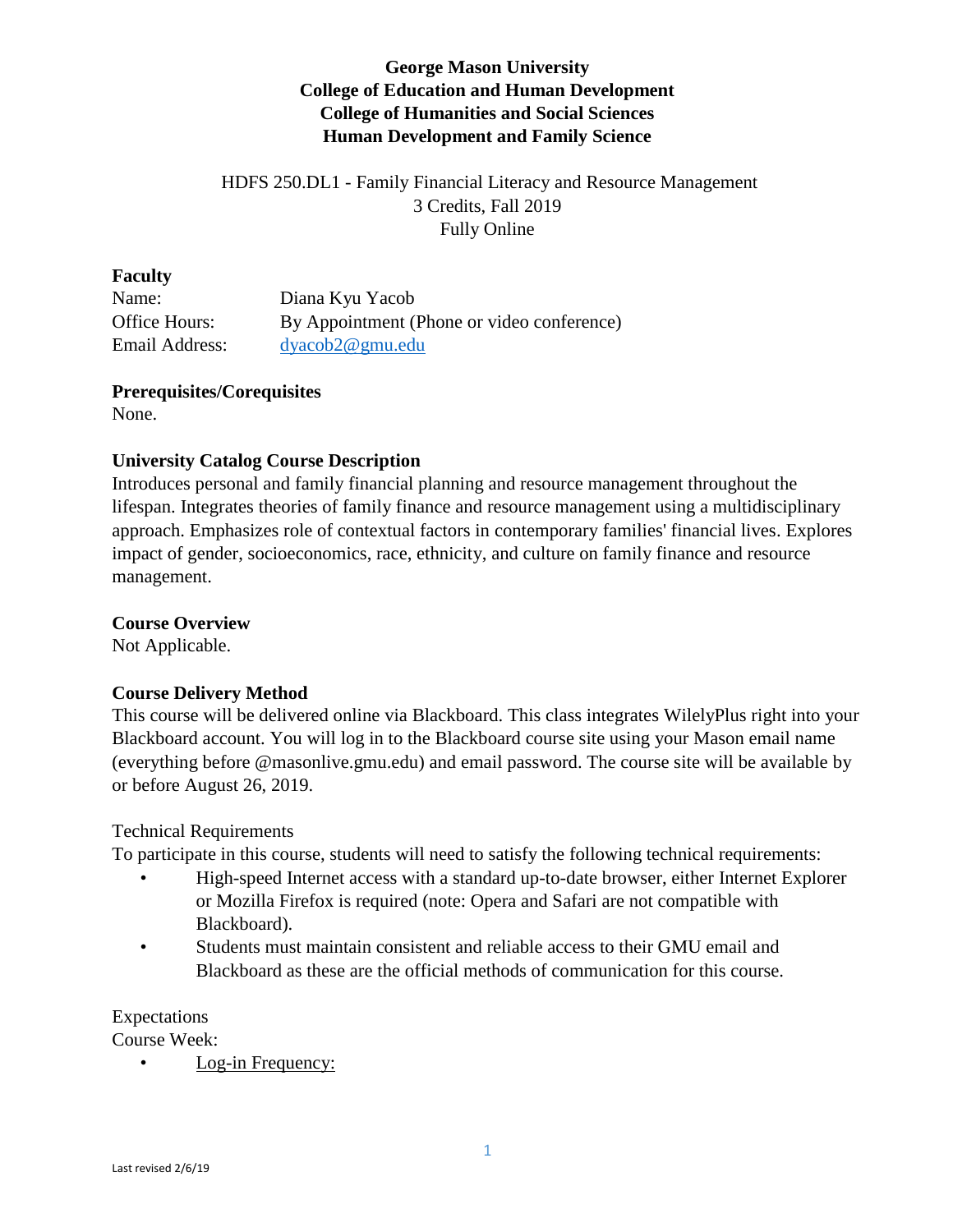**George Mason University**
**College of Education and Human Development**
**College of Humanities and Social Sciences**
**Human Development and Family Science**

HDFS 250.DL1 - Family Financial Literacy and Resource Management
3 Credits, Fall 2019
Fully Online

**Faculty**

Name: Diana Kyu Yacob
Office Hours: By Appointment (Phone or video conference)
Email Address: dyacob2@gmu.edu

**Prerequisites/Corequisites**

None.

**University Catalog Course Description**

Introduces personal and family financial planning and resource management throughout the lifespan. Integrates theories of family finance and resource management using a multidisciplinary approach. Emphasizes role of contextual factors in contemporary families' financial lives. Explores impact of gender, socioeconomics, race, ethnicity, and culture on family finance and resource management.

**Course Overview**

Not Applicable.

**Course Delivery Method**

This course will be delivered online via Blackboard. This class integrates WilelyPlus right into your Blackboard account. You will log in to the Blackboard course site using your Mason email name (everything before @masonlive.gmu.edu) and email password. The course site will be available by or before August 26, 2019.

Technical Requirements

To participate in this course, students will need to satisfy the following technical requirements:

- High-speed Internet access with a standard up-to-date browser, either Internet Explorer or Mozilla Firefox is required (note: Opera and Safari are not compatible with Blackboard).
- Students must maintain consistent and reliable access to their GMU email and Blackboard as these are the official methods of communication for this course.

Expectations

Course Week:

- Log-in Frequency: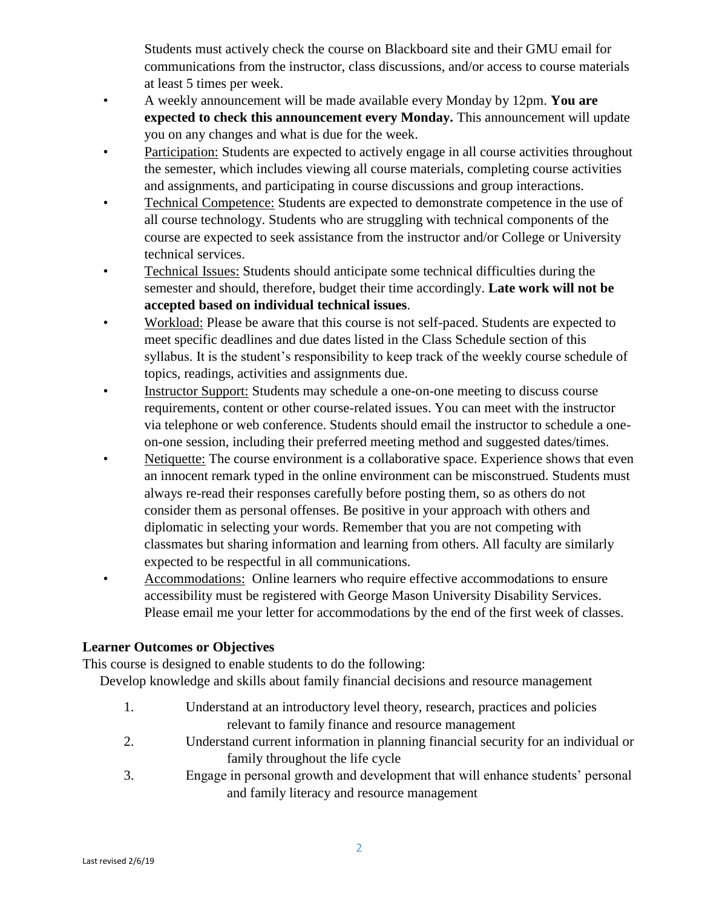Students must actively check the course on Blackboard site and their GMU email for communications from the instructor, class discussions, and/or access to course materials at least 5 times per week.

- A weekly announcement will be made available every Monday by 12pm. **You are expected to check this announcement every Monday.** This announcement will update you on any changes and what is due for the week.
- Participation: Students are expected to actively engage in all course activities throughout the semester, which includes viewing all course materials, completing course activities and assignments, and participating in course discussions and group interactions.
- Technical Competence: Students are expected to demonstrate competence in the use of all course technology. Students who are struggling with technical components of the course are expected to seek assistance from the instructor and/or College or University technical services.
- Technical Issues: Students should anticipate some technical difficulties during the semester and should, therefore, budget their time accordingly. **Late work will not be accepted based on individual technical issues**.
- Workload: Please be aware that this course is not self-paced. Students are expected to meet specific deadlines and due dates listed in the Class Schedule section of this syllabus. It is the student's responsibility to keep track of the weekly course schedule of topics, readings, activities and assignments due.
- Instructor Support: Students may schedule a one-on-one meeting to discuss course requirements, content or other course-related issues. You can meet with the instructor via telephone or web conference. Students should email the instructor to schedule a one-on-one session, including their preferred meeting method and suggested dates/times.
- Netiquette: The course environment is a collaborative space. Experience shows that even an innocent remark typed in the online environment can be misconstrued. Students must always re-read their responses carefully before posting them, so as others do not consider them as personal offenses. Be positive in your approach with others and diplomatic in selecting your words. Remember that you are not competing with classmates but sharing information and learning from others. All faculty are similarly expected to be respectful in all communications.
- Accommodations: Online learners who require effective accommodations to ensure accessibility must be registered with George Mason University Disability Services. Please email me your letter for accommodations by the end of the first week of classes.

**Learner Outcomes or Objectives**

This course is designed to enable students to do the following:

Develop knowledge and skills about family financial decisions and resource management

1. Understand at an introductory level theory, research, practices and policies relevant to family finance and resource management
2. Understand current information in planning financial security for an individual or family throughout the life cycle
3. Engage in personal growth and development that will enhance students' personal and family literacy and resource management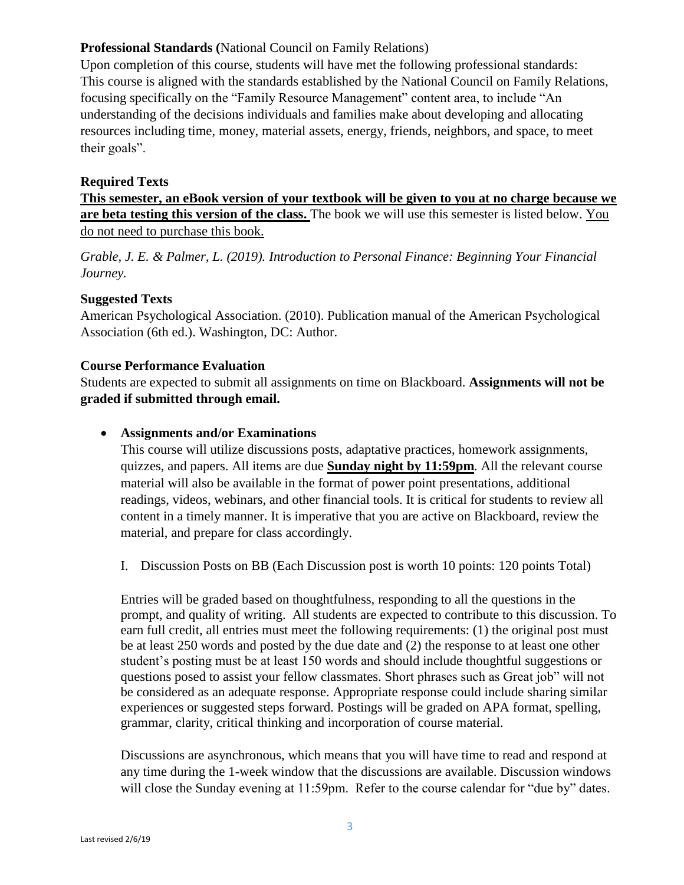**Professional Standards (**National Council on Family Relations)

Upon completion of this course, students will have met the following professional standards: This course is aligned with the standards established by the National Council on Family Relations, focusing specifically on the "Family Resource Management" content area, to include "An understanding of the decisions individuals and families make about developing and allocating resources including time, money, material assets, energy, friends, neighbors, and space, to meet their goals".

**Required Texts**

**This semester, an eBook version of your textbook will be given to you at no charge because we are beta testing this version of the class.** The book we will use this semester is listed below. You do not need to purchase this book.

*Grable, J. E. & Palmer, L. (2019). Introduction to Personal Finance: Beginning Your Financial Journey.*

**Suggested Texts**

American Psychological Association. (2010). Publication manual of the American Psychological Association (6th ed.). Washington, DC: Author.

**Course Performance Evaluation**

Students are expected to submit all assignments on time on Blackboard. **Assignments will not be graded if submitted through email.**

- **Assignments and/or Examinations**

  This course will utilize discussions posts, adaptative practices, homework assignments, quizzes, and papers. All items are due **Sunday night by 11:59pm**. All the relevant course material will also be available in the format of power point presentations, additional readings, videos, webinars, and other financial tools. It is critical for students to review all content in a timely manner. It is imperative that you are active on Blackboard, review the material, and prepare for class accordingly.

  I. Discussion Posts on BB (Each Discussion post is worth 10 points: 120 points Total)

  Entries will be graded based on thoughtfulness, responding to all the questions in the prompt, and quality of writing. All students are expected to contribute to this discussion. To earn full credit, all entries must meet the following requirements: (1) the original post must be at least 250 words and posted by the due date and (2) the response to at least one other student's posting must be at least 150 words and should include thoughtful suggestions or questions posed to assist your fellow classmates. Short phrases such as Great job" will not be considered as an adequate response. Appropriate response could include sharing similar experiences or suggested steps forward. Postings will be graded on APA format, spelling, grammar, clarity, critical thinking and incorporation of course material.

  Discussions are asynchronous, which means that you will have time to read and respond at any time during the 1-week window that the discussions are available. Discussion windows will close the Sunday evening at 11:59pm. Refer to the course calendar for "due by" dates.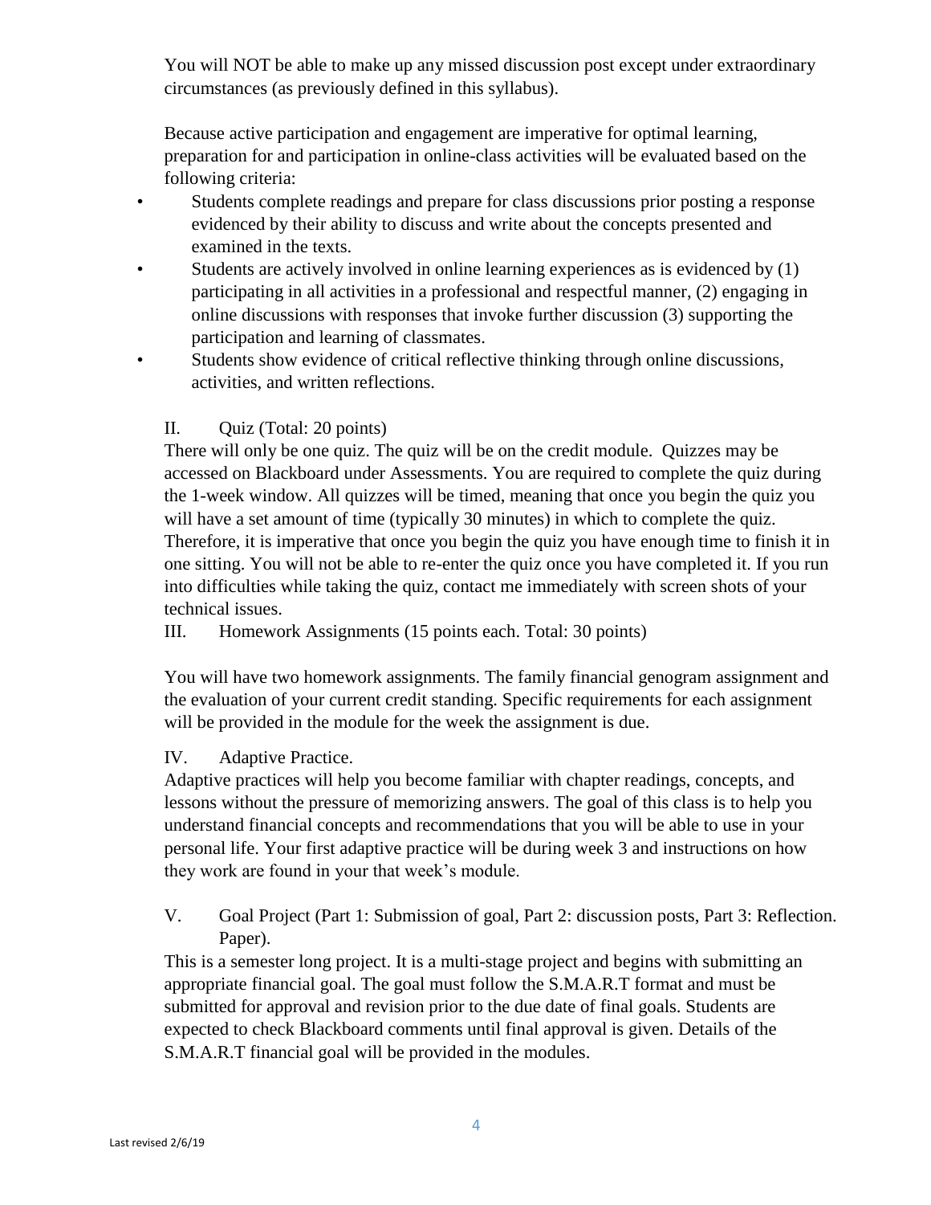You will NOT be able to make up any missed discussion post except under extraordinary circumstances (as previously defined in this syllabus).

Because active participation and engagement are imperative for optimal learning, preparation for and participation in online-class activities will be evaluated based on the following criteria:

- Students complete readings and prepare for class discussions prior posting a response evidenced by their ability to discuss and write about the concepts presented and examined in the texts.
- Students are actively involved in online learning experiences as is evidenced by (1) participating in all activities in a professional and respectful manner, (2) engaging in online discussions with responses that invoke further discussion (3) supporting the participation and learning of classmates.
- Students show evidence of critical reflective thinking through online discussions, activities, and written reflections.

II. Quiz (Total: 20 points)

There will only be one quiz. The quiz will be on the credit module. Quizzes may be accessed on Blackboard under Assessments. You are required to complete the quiz during the 1-week window. All quizzes will be timed, meaning that once you begin the quiz you will have a set amount of time (typically 30 minutes) in which to complete the quiz. Therefore, it is imperative that once you begin the quiz you have enough time to finish it in one sitting. You will not be able to re-enter the quiz once you have completed it. If you run into difficulties while taking the quiz, contact me immediately with screen shots of your technical issues.

III. Homework Assignments (15 points each. Total: 30 points)

You will have two homework assignments. The family financial genogram assignment and the evaluation of your current credit standing. Specific requirements for each assignment will be provided in the module for the week the assignment is due.

IV. Adaptive Practice.

Adaptive practices will help you become familiar with chapter readings, concepts, and lessons without the pressure of memorizing answers. The goal of this class is to help you understand financial concepts and recommendations that you will be able to use in your personal life. Your first adaptive practice will be during week 3 and instructions on how they work are found in your that week's module.

V. Goal Project (Part 1: Submission of goal, Part 2: discussion posts, Part 3: Reflection. Paper).

This is a semester long project. It is a multi-stage project and begins with submitting an appropriate financial goal. The goal must follow the S.M.A.R.T format and must be submitted for approval and revision prior to the due date of final goals. Students are expected to check Blackboard comments until final approval is given. Details of the S.M.A.R.T financial goal will be provided in the modules.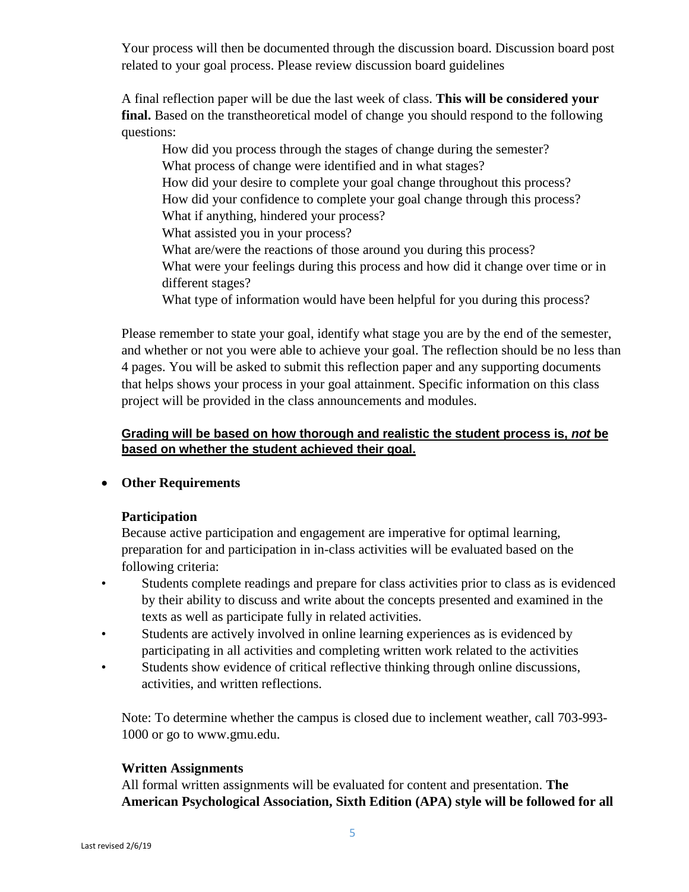Your process will then be documented through the discussion board. Discussion board post related to your goal process. Please review discussion board guidelines

A final reflection paper will be due the last week of class. **This will be considered your final.** Based on the transtheoretical model of change you should respond to the following questions:

How did you process through the stages of change during the semester?
What process of change were identified and in what stages?
How did your desire to complete your goal change throughout this process?
How did your confidence to complete your goal change through this process?
What if anything, hindered your process?
What assisted you in your process?
What are/were the reactions of those around you during this process?
What were your feelings during this process and how did it change over time or in different stages?
What type of information would have been helpful for you during this process?

Please remember to state your goal, identify what stage you are by the end of the semester, and whether or not you were able to achieve your goal. The reflection should be no less than 4 pages. You will be asked to submit this reflection paper and any supporting documents that helps shows your process in your goal attainment. Specific information on this class project will be provided in the class announcements and modules.

<u>**Grading will be based on how thorough and realistic the student process is, *not* be based on whether the student achieved their goal.**</u>

- **Other Requirements**

**Participation**
Because active participation and engagement are imperative for optimal learning, preparation for and participation in in-class activities will be evaluated based on the following criteria:

- Students complete readings and prepare for class activities prior to class as is evidenced by their ability to discuss and write about the concepts presented and examined in the texts as well as participate fully in related activities.
- Students are actively involved in online learning experiences as is evidenced by participating in all activities and completing written work related to the activities
- Students show evidence of critical reflective thinking through online discussions, activities, and written reflections.

Note: To determine whether the campus is closed due to inclement weather, call 703-993-1000 or go to www.gmu.edu.

**Written Assignments**
All formal written assignments will be evaluated for content and presentation. **The American Psychological Association, Sixth Edition (APA) style will be followed for all**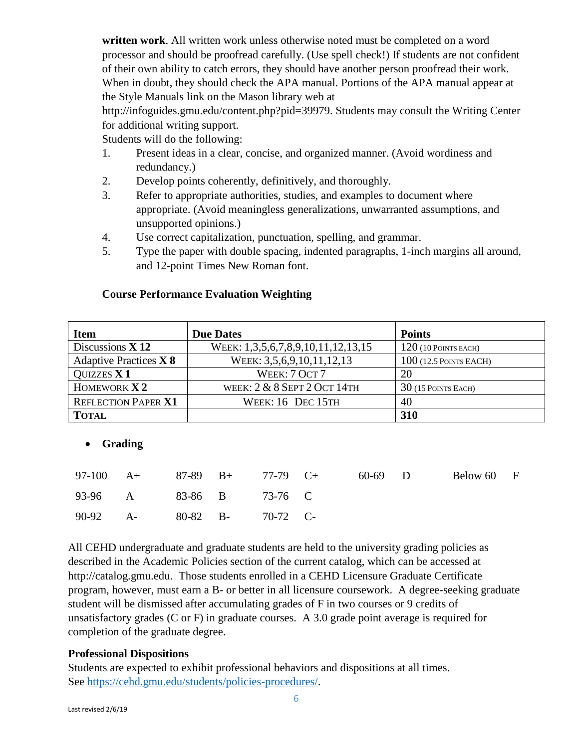**written work**. All written work unless otherwise noted must be completed on a word processor and should be proofread carefully. (Use spell check!) If students are not confident of their own ability to catch errors, they should have another person proofread their work. When in doubt, they should check the APA manual. Portions of the APA manual appear at the Style Manuals link on the Mason library web at http://infoguides.gmu.edu/content.php?pid=39979. Students may consult the Writing Center for additional writing support.

Students will do the following:

1. Present ideas in a clear, concise, and organized manner. (Avoid wordiness and redundancy.)
2. Develop points coherently, definitively, and thoroughly.
3. Refer to appropriate authorities, studies, and examples to document where appropriate. (Avoid meaningless generalizations, unwarranted assumptions, and unsupported opinions.)
4. Use correct capitalization, punctuation, spelling, and grammar.
5. Type the paper with double spacing, indented paragraphs, 1-inch margins all around, and 12-point Times New Roman font.

**Course Performance Evaluation Weighting**

| **Item** | **Due Dates** | **Points** |
|---|---|---|
| Discussions **X 12** | Week: 1,3,5,6,7,8,9,10,11,12,13,15 | 120 (10 Points each) |
| Adaptive Practices **X 8** | Week: 3,5,6,9,10,11,12,13 | 100 (12.5 Points each) |
| Quizzes **X 1** | Week: 7 Oct 7 | 20 |
| Homework **X 2** | Week: 2 & 8 Sept 2 Oct 14th | 30 (15 Points Each) |
| Reflection Paper **X1** | Week: 16 Dec 15th | 40 |
| **Total** | | **310** |

- **Grading**

| | | | | | | | | | |
|---|---|---|---|---|---|---|---|---|---|
| 97-100 | A+ | 87-89 | B+ | 77-79 | C+ | 60-69 | D | Below 60 | F |
| 93-96 | A | 83-86 | B | 73-76 | C | | | | |
| 90-92 | A- | 80-82 | B- | 70-72 | C- | | | | |

All CEHD undergraduate and graduate students are held to the university grading policies as described in the Academic Policies section of the current catalog, which can be accessed at http://catalog.gmu.edu. Those students enrolled in a CEHD Licensure Graduate Certificate program, however, must earn a B- or better in all licensure coursework. A degree-seeking graduate student will be dismissed after accumulating grades of F in two courses or 9 credits of unsatisfactory grades (C or F) in graduate courses. A 3.0 grade point average is required for completion of the graduate degree.

**Professional Dispositions**

Students are expected to exhibit professional behaviors and dispositions at all times. See https://cehd.gmu.edu/students/policies-procedures/.

Last revised 2/6/19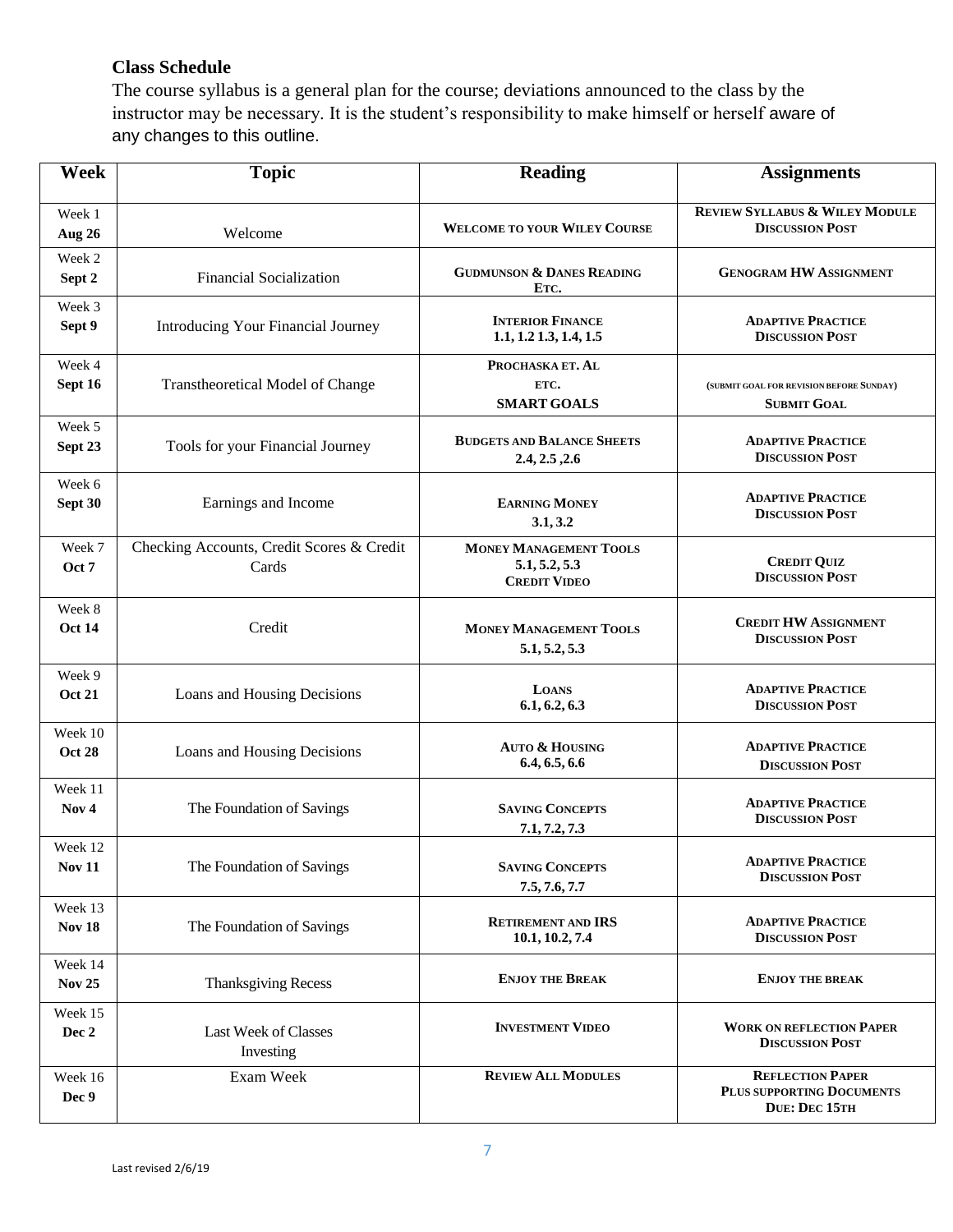**Class Schedule**

The course syllabus is a general plan for the course; deviations announced to the class by the instructor may be necessary. It is the student's responsibility to make himself or herself aware of any changes to this outline.

| Week | Topic | Reading | Assignments |
|---|---|---|---|
| Week 1 **Aug 26** | Welcome | **WELCOME TO YOUR WILEY COURSE** | **REVIEW SYLLABUS & WILEY MODULE DISCUSSION POST** |
| Week 2 **Sept 2** | Financial Socialization | **GUDMUNSON & DANES READING ETC.** | **GENOGRAM HW ASSIGNMENT** |
| Week 3 **Sept 9** | Introducing Your Financial Journey | **INTERIOR FINANCE 1.1, 1.2 1.3, 1.4, 1.5** | **ADAPTIVE PRACTICE DISCUSSION POST** |
| Week 4 **Sept 16** | Transtheoretical Model of Change | **PROCHASKA ET. AL ETC. SMART GOALS** | **(SUBMIT GOAL FOR REVISION BEFORE SUNDAY) SUBMIT GOAL** |
| Week 5 **Sept 23** | Tools for your Financial Journey | **BUDGETS AND BALANCE SHEETS 2.4, 2.5 ,2.6** | **ADAPTIVE PRACTICE DISCUSSION POST** |
| Week 6 **Sept 30** | Earnings and Income | **EARNING MONEY 3.1, 3.2** | **ADAPTIVE PRACTICE DISCUSSION POST** |
| Week 7 **Oct 7** | Checking Accounts, Credit Scores & Credit Cards | **MONEY MANAGEMENT TOOLS 5.1, 5.2, 5.3 CREDIT VIDEO** | **CREDIT QUIZ DISCUSSION POST** |
| Week 8 **Oct 14** | Credit | **MONEY MANAGEMENT TOOLS 5.1, 5.2, 5.3** | **CREDIT HW ASSIGNMENT DISCUSSION POST** |
| Week 9 **Oct 21** | Loans and Housing Decisions | **LOANS 6.1, 6.2, 6.3** | **ADAPTIVE PRACTICE DISCUSSION POST** |
| Week 10 **Oct 28** | Loans and Housing Decisions | **AUTO & HOUSING 6.4, 6.5, 6.6** | **ADAPTIVE PRACTICE DISCUSSION POST** |
| Week 11 **Nov 4** | The Foundation of Savings | **SAVING CONCEPTS 7.1, 7.2, 7.3** | **ADAPTIVE PRACTICE DISCUSSION POST** |
| Week 12 **Nov 11** | The Foundation of Savings | **SAVING CONCEPTS 7.5, 7.6, 7.7** | **ADAPTIVE PRACTICE DISCUSSION POST** |
| Week 13 **Nov 18** | The Foundation of Savings | **RETIREMENT AND IRS 10.1, 10.2, 7.4** | **ADAPTIVE PRACTICE DISCUSSION POST** |
| Week 14 **Nov 25** | Thanksgiving Recess | **ENJOY THE BREAK** | **ENJOY THE BREAK** |
| Week 15 **Dec 2** | Last Week of Classes Investing | **INVESTMENT VIDEO** | **WORK ON REFLECTION PAPER DISCUSSION POST** |
| Week 16 **Dec 9** | Exam Week | **REVIEW ALL MODULES** | **REFLECTION PAPER PLUS SUPPORTING DOCUMENTS DUE: DEC 15TH** |

Last revised 2/6/19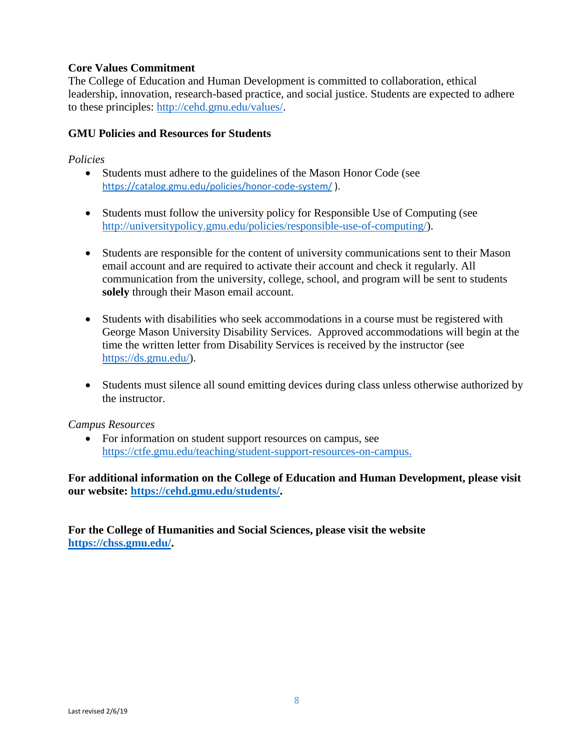**Core Values Commitment**
The College of Education and Human Development is committed to collaboration, ethical leadership, innovation, research-based practice, and social justice. Students are expected to adhere to these principles: http://cehd.gmu.edu/values/.

**GMU Policies and Resources for Students**

*Policies*

- Students must adhere to the guidelines of the Mason Honor Code (see https://catalog.gmu.edu/policies/honor-code-system/ ).

- Students must follow the university policy for Responsible Use of Computing (see http://universitypolicy.gmu.edu/policies/responsible-use-of-computing/).

- Students are responsible for the content of university communications sent to their Mason email account and are required to activate their account and check it regularly. All communication from the university, college, school, and program will be sent to students **solely** through their Mason email account.

- Students with disabilities who seek accommodations in a course must be registered with George Mason University Disability Services. Approved accommodations will begin at the time the written letter from Disability Services is received by the instructor (see https://ds.gmu.edu/).

- Students must silence all sound emitting devices during class unless otherwise authorized by the instructor.

*Campus Resources*

- For information on student support resources on campus, see https://ctfe.gmu.edu/teaching/student-support-resources-on-campus.

**For additional information on the College of Education and Human Development, please visit our website: https://cehd.gmu.edu/students/.**

**For the College of Humanities and Social Sciences, please visit the website https://chss.gmu.edu/.**

Last revised 2/6/19